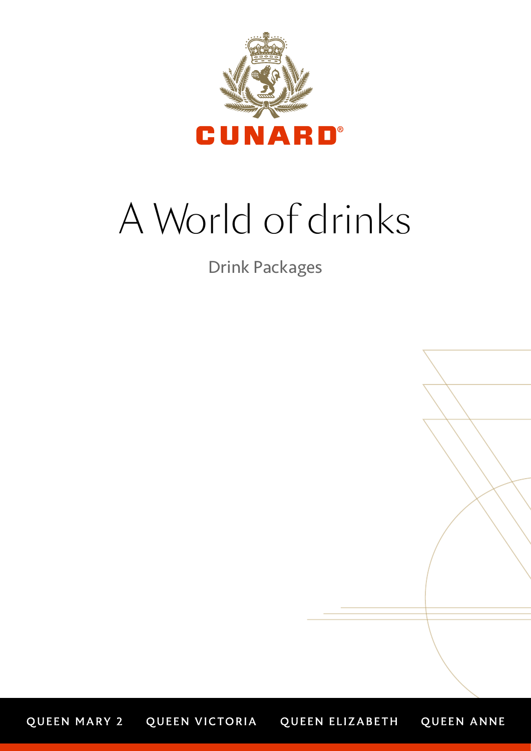CUNARD®

# A World of drinks

## Drink Packages

QUEEN MARY 2 QUEEN VICTORIA QUEEN ELIZABETH QUEEN ANNE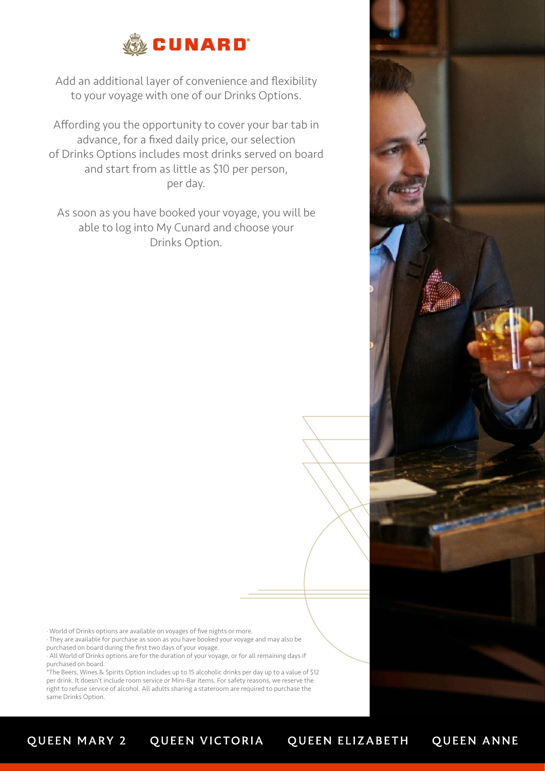# CUNARD

Add an additional layer of convenience and flexibility to your voyage with one of our Drinks Options.

Affording you the opportunity to cover your bar tab in advance, for a fixed daily price, our selection of Drinks Options includes most drinks served on board and start from as little as $10 per person, per day.

As soon as you have booked your voyage, you will be able to log into My Cunard and choose your Drinks Option.

- World of Drinks options are available on voyages of five nights or more.
- They are available for purchase as soon as you have booked your voyage and may also be purchased on board during the first two days of your voyage.
- All World of Drinks options are for the duration of your voyage, or for all remaining days if purchased on board.

*The Beers, Wines & Spirits Option includes up to 15 alcoholic drinks per day up to a value of $12 per drink. It doesn't include room service or Mini-Bar items. For safety reasons, we reserve the right to refuse service of alcohol. All adults sharing a stateroom are required to purchase the same Drinks Option.

QUEEN MARY 2 QUEEN VICTORIA QUEEN ELIZABETH QUEEN ANNE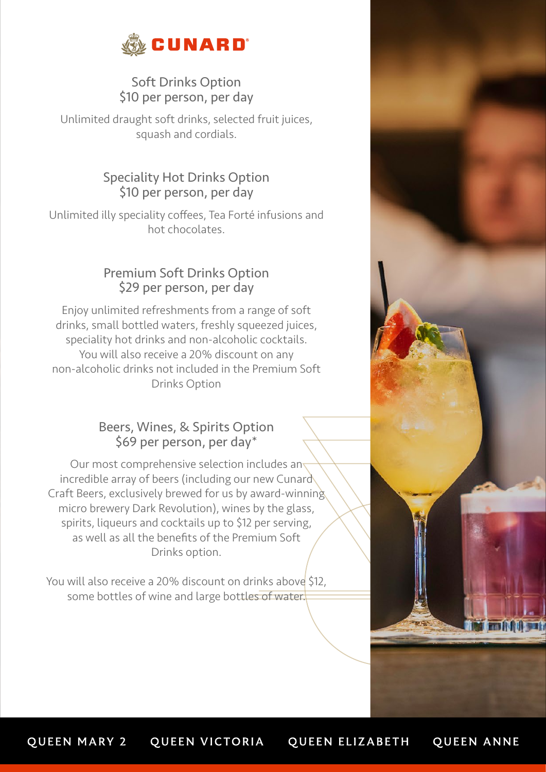CUNARD

## Soft Drinks Option
$10 per person, per day

Unlimited draught soft drinks, selected fruit juices, squash and cordials.

## Speciality Hot Drinks Option
$10 per person, per day

Unlimited illy speciality coffees, Tea Forté infusions and hot chocolates.

## Premium Soft Drinks Option
$29 per person, per day

Enjoy unlimited refreshments from a range of soft drinks, small bottled waters, freshly squeezed juices, speciality hot drinks and non-alcoholic cocktails. You will also receive a 20% discount on any non-alcoholic drinks not included in the Premium Soft Drinks Option

## Beers, Wines, & Spirits Option
$69 per person, per day*

Our most comprehensive selection includes an incredible array of beers (including our new Cunard Craft Beers, exclusively brewed for us by award-winning micro brewery Dark Revolution), wines by the glass, spirits, liqueurs and cocktails up to $12 per serving, as well as all the benefits of the Premium Soft Drinks option.

You will also receive a 20% discount on drinks above $12, some bottles of wine and large bottles of water.

QUEEN MARY 2 QUEEN VICTORIA QUEEN ELIZABETH QUEEN ANNE